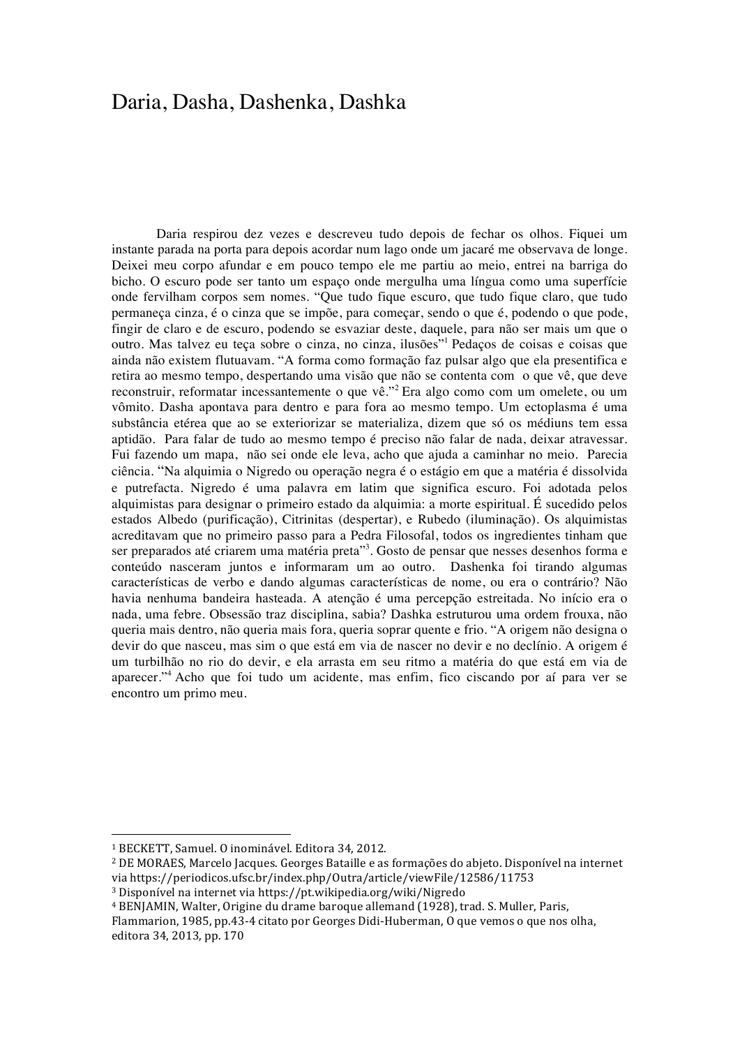# Daria, Dasha, Dashenka, Dashka

Daria respirou dez vezes e descreveu tudo depois de fechar os olhos. Fiquei um instante parada na porta para depois acordar num lago onde um jacaré me observava de longe. Deixei meu corpo afundar e em pouco tempo ele me partiu ao meio, entrei na barriga do bicho. O escuro pode ser tanto um espaço onde mergulha uma língua como uma superfície onde fervilham corpos sem nomes. "Que tudo fique escuro, que tudo fique claro, que tudo permaneça cinza, é o cinza que se impõe, para começar, sendo o que é, podendo o que pode, fingir de claro e de escuro, podendo se esvaziar deste, daquele, para não ser mais um que o outro. Mas talvez eu teça sobre o cinza, no cinza, ilusões"[1] Pedaços de coisas e coisas que ainda não existem flutuavam. "A forma como formação faz pulsar algo que ela presentifica e retira ao mesmo tempo, despertando uma visão que não se contenta com o que vê, que deve reconstruir, reformatar incessantemente o que vê."[2] Era algo como com um omelete, ou um vômito. Dasha apontava para dentro e para fora ao mesmo tempo. Um ectoplasma é uma substância etérea que ao se exteriorizar se materializa, dizem que só os médiuns tem essa aptidão. Para falar de tudo ao mesmo tempo é preciso não falar de nada, deixar atravessar. Fui fazendo um mapa, não sei onde ele leva, acho que ajuda a caminhar no meio. Parecia ciência. "Na alquimia o Nigredo ou operação negra é o estágio em que a matéria é dissolvida e putrefacta. Nigredo é uma palavra em latim que significa escuro. Foi adotada pelos alquimistas para designar o primeiro estado da alquimia: a morte espiritual. É sucedido pelos estados Albedo (purificação), Citrinitas (despertar), e Rubedo (iluminação). Os alquimistas acreditavam que no primeiro passo para a Pedra Filosofal, todos os ingredientes tinham que ser preparados até criarem uma matéria preta"[3]. Gosto de pensar que nesses desenhos forma e conteúdo nasceram juntos e informaram um ao outro. Dashenka foi tirando algumas características de verbo e dando algumas características de nome, ou era o contrário? Não havia nenhuma bandeira hasteada. A atenção é uma percepção estreitada. No início era o nada, uma febre. Obsessão traz disciplina, sabia? Dashka estruturou uma ordem frouxa, não queria mais dentro, não queria mais fora, queria soprar quente e frio. "A origem não designa o devir do que nasceu, mas sim o que está em via de nascer no devir e no declínio. A origem é um turbilhão no rio do devir, e ela arrasta em seu ritmo a matéria do que está em via de aparecer."[4] Acho que foi tudo um acidente, mas enfim, fico ciscando por aí para ver se encontro um primo meu.

---

[1] BECKETT, Samuel. O inominável. Editora 34, 2012.

[2] DE MORAES, Marcelo Jacques. Georges Bataille e as formações do abjeto. Disponível na internet via https://periodicos.ufsc.br/index.php/Outra/article/viewFile/12586/11753

[3] Disponível na internet via https://pt.wikipedia.org/wiki/Nigredo

[4] BENJAMIN, Walter, Origine du drame baroque allemand (1928), trad. S. Muller, Paris, Flammarion, 1985, pp.43-4 citato por Georges Didi-Huberman, O que vemos o que nos olha, editora 34, 2013, pp. 170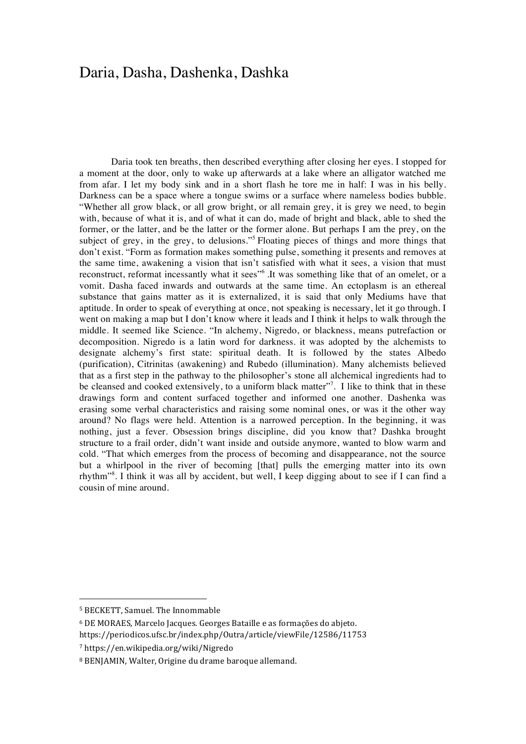# Daria, Dasha, Dashenka, Dashka

Daria took ten breaths, then described everything after closing her eyes. I stopped for a moment at the door, only to wake up afterwards at a lake where an alligator watched me from afar. I let my body sink and in a short flash he tore me in half: I was in his belly. Darkness can be a space where a tongue swims or a surface where nameless bodies bubble. "Whether all grow black, or all grow bright, or all remain grey, it is grey we need, to begin with, because of what it is, and of what it can do, made of bright and black, able to shed the former, or the latter, and be the latter or the former alone. But perhaps I am the prey, on the subject of grey, in the grey, to delusions."[5] Floating pieces of things and more things that don't exist. "Form as formation makes something pulse, something it presents and removes at the same time, awakening a vision that isn't satisfied with what it sees, a vision that must reconstruct, reformat incessantly what it sees"[6] .It was something like that of an omelet, or a vomit. Dasha faced inwards and outwards at the same time. An ectoplasm is an ethereal substance that gains matter as it is externalized, it is said that only Mediums have that aptitude. In order to speak of everything at once, not speaking is necessary, let it go through. I went on making a map but I don't know where it leads and I think it helps to walk through the middle. It seemed like Science. "In alchemy, Nigredo, or blackness, means putrefaction or decomposition. Nigredo is a latin word for darkness. it was adopted by the alchemists to designate alchemy's first state: spiritual death. It is followed by the states Albedo (purification), Citrinitas (awakening) and Rubedo (illumination). Many alchemists believed that as a first step in the pathway to the philosopher's stone all alchemical ingredients had to be cleansed and cooked extensively, to a uniform black matter"[7]. I like to think that in these drawings form and content surfaced together and informed one another. Dashenka was erasing some verbal characteristics and raising some nominal ones, or was it the other way around? No flags were held. Attention is a narrowed perception. In the beginning, it was nothing, just a fever. Obsession brings discipline, did you know that? Dashka brought structure to a frail order, didn't want inside and outside anymore, wanted to blow warm and cold. "That which emerges from the process of becoming and disappearance, not the source but a whirlpool in the river of becoming [that] pulls the emerging matter into its own rhythm"[8]. I think it was all by accident, but well, I keep digging about to see if I can find a cousin of mine around.

---

[5] BECKETT, Samuel. The Innommable

[6] DE MORAES, Marcelo Jacques. Georges Bataille e as formações do abjeto. https://periodicos.ufsc.br/index.php/Outra/article/viewFile/12586/11753

[7] https://en.wikipedia.org/wiki/Nigredo

[8] BENJAMIN, Walter, Origine du drame baroque allemand.